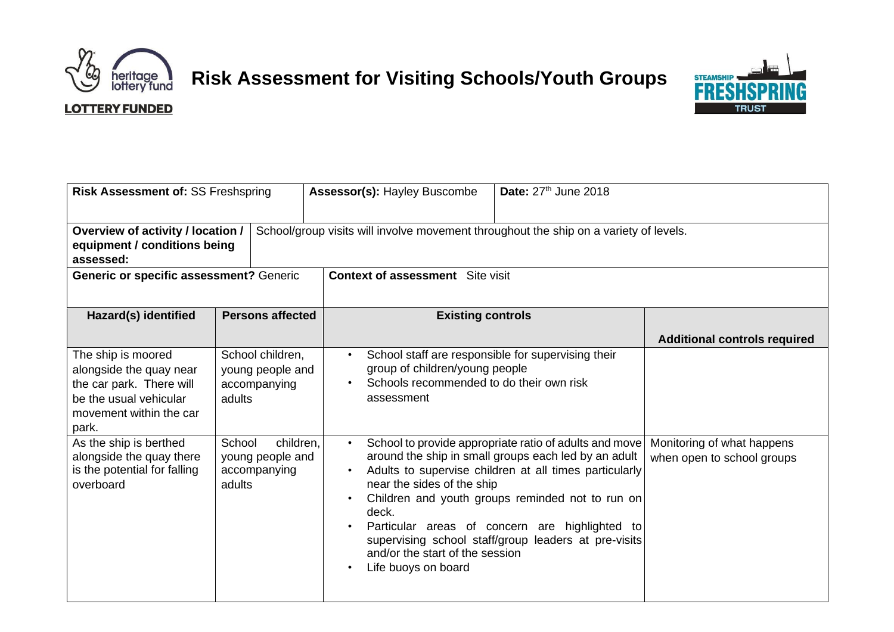# Risk Assessment for Visiting Schools/Youth Groups

| **Risk Assessment of:** SS Freshspring | | **Assessor(s):** Hayley Buscombe | **Date:** 27th June 2018 |
|---|---|---|---|
| **Overview of activity / location / equipment / conditions being assessed:** | School/group visits will involve movement throughout the ship on a variety of levels. | | |
| **Generic or specific assessment?** Generic | | **Context of assessment** Site visit | |

| Hazard(s) identified | Persons affected | Existing controls | Additional controls required |
|---|---|---|---|
| The ship is moored alongside the quay near the car park. There will be the usual vehicular movement within the car park. | School children, young people and accompanying adults | • School staff are responsible for supervising their group of children/young people<br>• Schools recommended to do their own risk assessment | |
| As the ship is berthed alongside the quay there is the potential for falling overboard | School children, young people and accompanying adults | • School to provide appropriate ratio of adults and move around the ship in small groups each led by an adult<br>• Adults to supervise children at all times particularly near the sides of the ship<br>• Children and youth groups reminded not to run on deck.<br>• Particular areas of concern are highlighted to supervising school staff/group leaders at pre-visits and/or the start of the session<br>• Life buoys on board | Monitoring of what happens when open to school groups |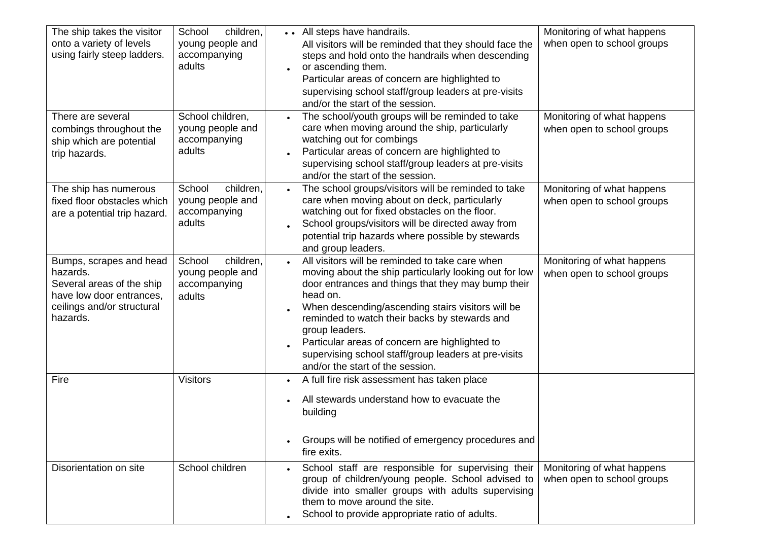| The ship takes the visitor onto a variety of levels using fairly steep ladders. | School children, young people and accompanying adults | • All steps have handrails.<br>• All visitors will be reminded that they should face the steps and hold onto the handrails when descending or ascending them.<br>• Particular areas of concern are highlighted to supervising school staff/group leaders at pre-visits and/or the start of the session. | Monitoring of what happens when open to school groups |
|---|---|---|---|
| There are several combings throughout the ship which are potential trip hazards. | School children, young people and accompanying adults | • The school/youth groups will be reminded to take care when moving around the ship, particularly watching out for combings<br>• Particular areas of concern are highlighted to supervising school staff/group leaders at pre-visits and/or the start of the session. | Monitoring of what happens when open to school groups |
| The ship has numerous fixed floor obstacles which are a potential trip hazard. | School children, young people and accompanying adults | • The school groups/visitors will be reminded to take care when moving about on deck, particularly watching out for fixed obstacles on the floor.<br>• School groups/visitors will be directed away from potential trip hazards where possible by stewards and group leaders. | Monitoring of what happens when open to school groups |
| Bumps, scrapes and head hazards.<br>Several areas of the ship have low door entrances, ceilings and/or structural hazards. | School children, young people and accompanying adults | • All visitors will be reminded to take care when moving about the ship particularly looking out for low door entrances and things that they may bump their head on.<br>• When descending/ascending stairs visitors will be reminded to watch their backs by stewards and group leaders.<br>• Particular areas of concern are highlighted to supervising school staff/group leaders at pre-visits and/or the start of the session. | Monitoring of what happens when open to school groups |
| Fire | Visitors | • A full fire risk assessment has taken place<br>• All stewards understand how to evacuate the building<br>• Groups will be notified of emergency procedures and fire exits. | |
| Disorientation on site | School children | • School staff are responsible for supervising their group of children/young people. School advised to divide into smaller groups with adults supervising them to move around the site.<br>• School to provide appropriate ratio of adults. | Monitoring of what happens when open to school groups |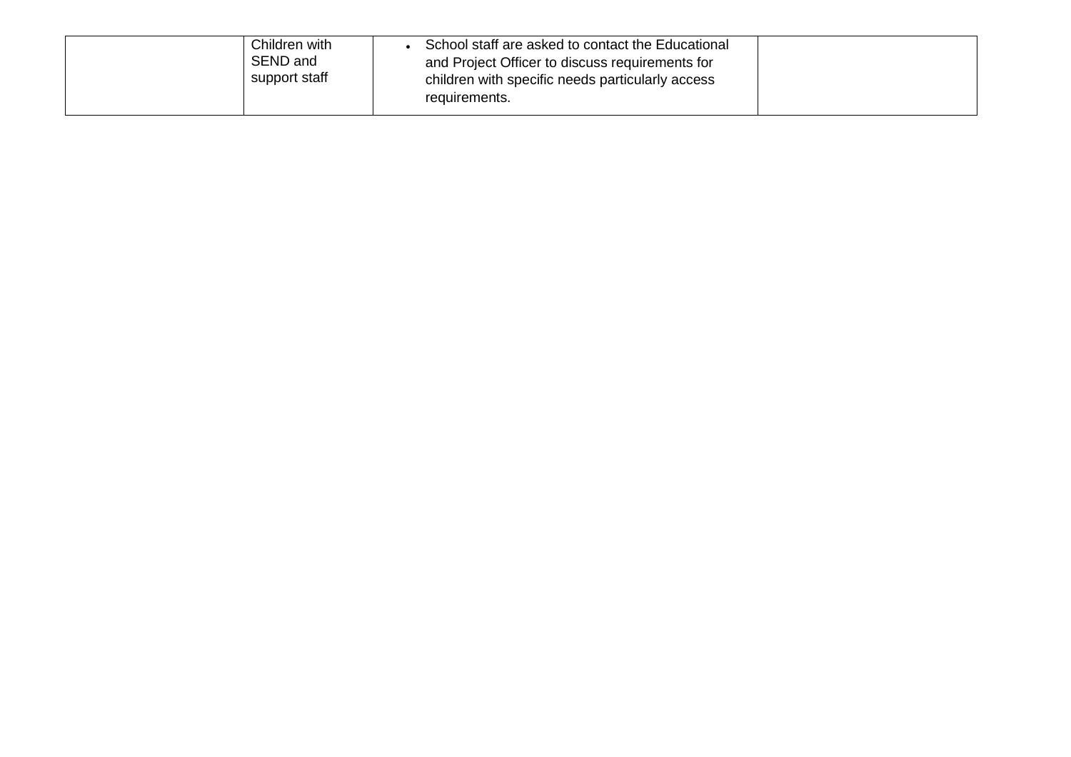| | | | |
|---|---|---|---|
| | Children with SEND and support staff | • School staff are asked to contact the Educational and Project Officer to discuss requirements for children with specific needs particularly access requirements. | |